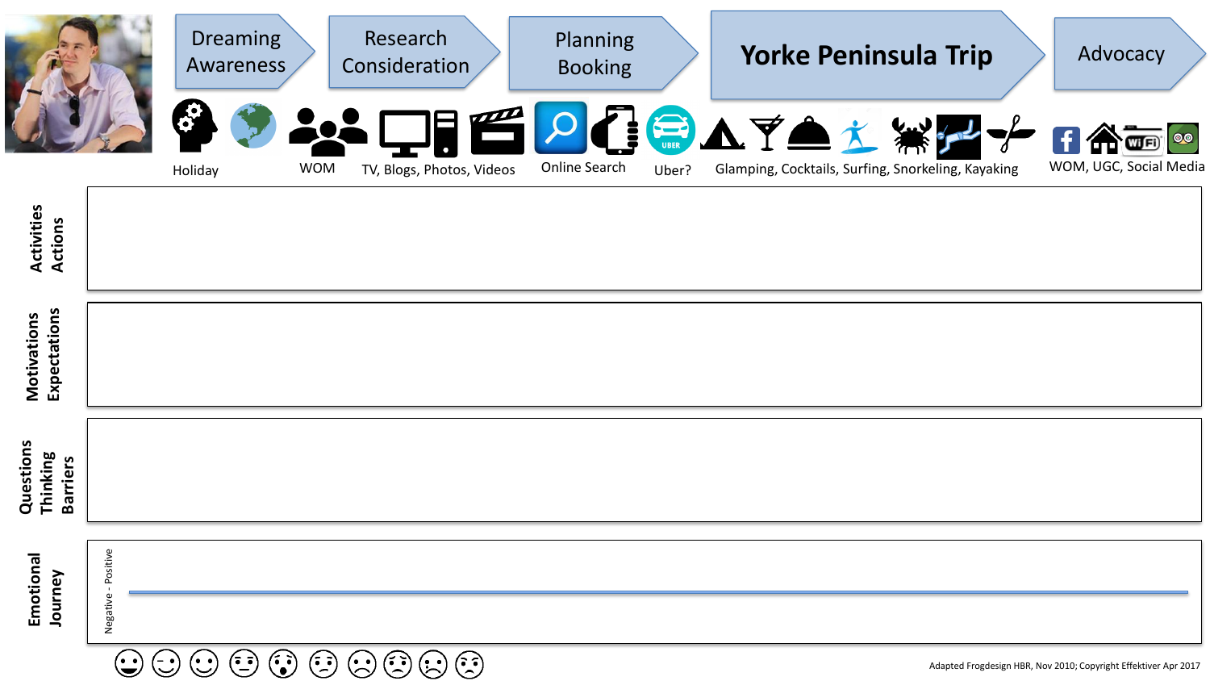| Dreaming Awareness | Research Consideration | Planning Booking | **Yorke Peninsula Trip** | Advocacy |
|---|---|---|---|---|
| Holiday | WOM; TV, Blogs, Photos, Videos | Online Search; Uber? | Glamping, Cocktails, Surfing, Snorkeling, Kayaking | WOM, UGC, Social Media |

**Activities Actions**

**Motivations Expectations**

**Questions Thinking Barriers**

**Emotional Journey**

Negative - Positive

Adapted Frogdesign HBR, Nov 2010; Copyright Effektiver Apr 2017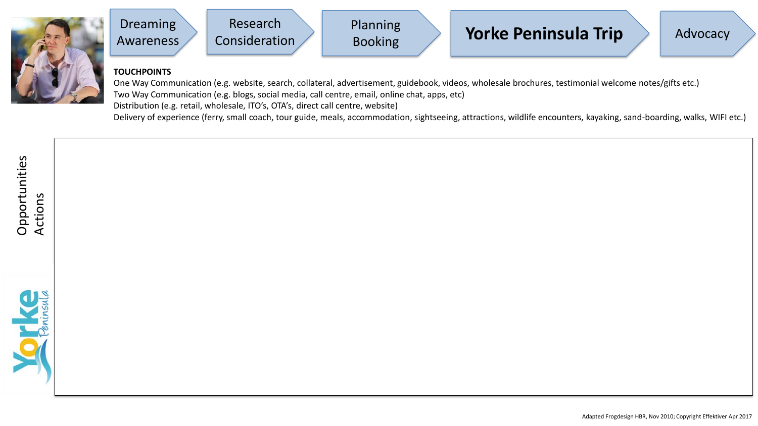Dreaming Awareness → Research Consideration → Planning Booking → **Yorke Peninsula Trip** → Advocacy

**TOUCHPOINTS**

One Way Communication (e.g. website, search, collateral, advertisement, guidebook, videos, wholesale brochures, testimonial welcome notes/gifts etc.)

Two Way Communication (e.g. blogs, social media, call centre, email, online chat, apps, etc)

Distribution (e.g. retail, wholesale, ITO's, OTA's, direct call centre, website)

Delivery of experience (ferry, small coach, tour guide, meals, accommodation, sightseeing, attractions, wildlife encounters, kayaking, sand-boarding, walks, WIFI etc.)

Opportunities
Actions

Yorke Peninsula

Adapted Frogdesign HBR, Nov 2010; Copyright Effektiver Apr 2017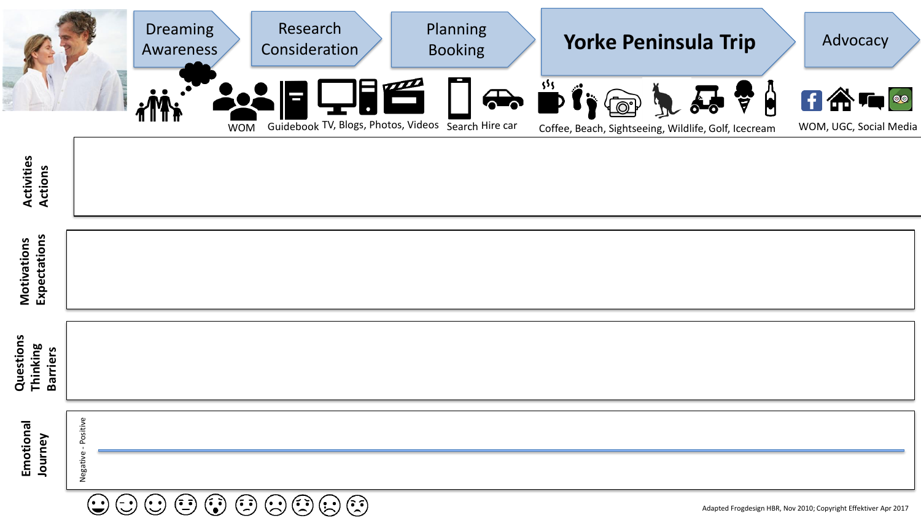| Dreaming Awareness | Research Consideration | Planning Booking | **Yorke Peninsula Trip** | Advocacy |
|---|---|---|---|---|
| WOM, Guidebook, TV, Blogs, Photos, Videos | | Search, Hire car | Coffee, Beach, Sightseeing, Wildlife, Golf, Icecream | WOM, UGC, Social Media |

**Activities Actions**

**Motivations Expectations**

**Questions Thinking Barriers**

**Emotional Journey**

Negative - Positive

Adapted Frogdesign HBR, Nov 2010; Copyright Effektiver Apr 2017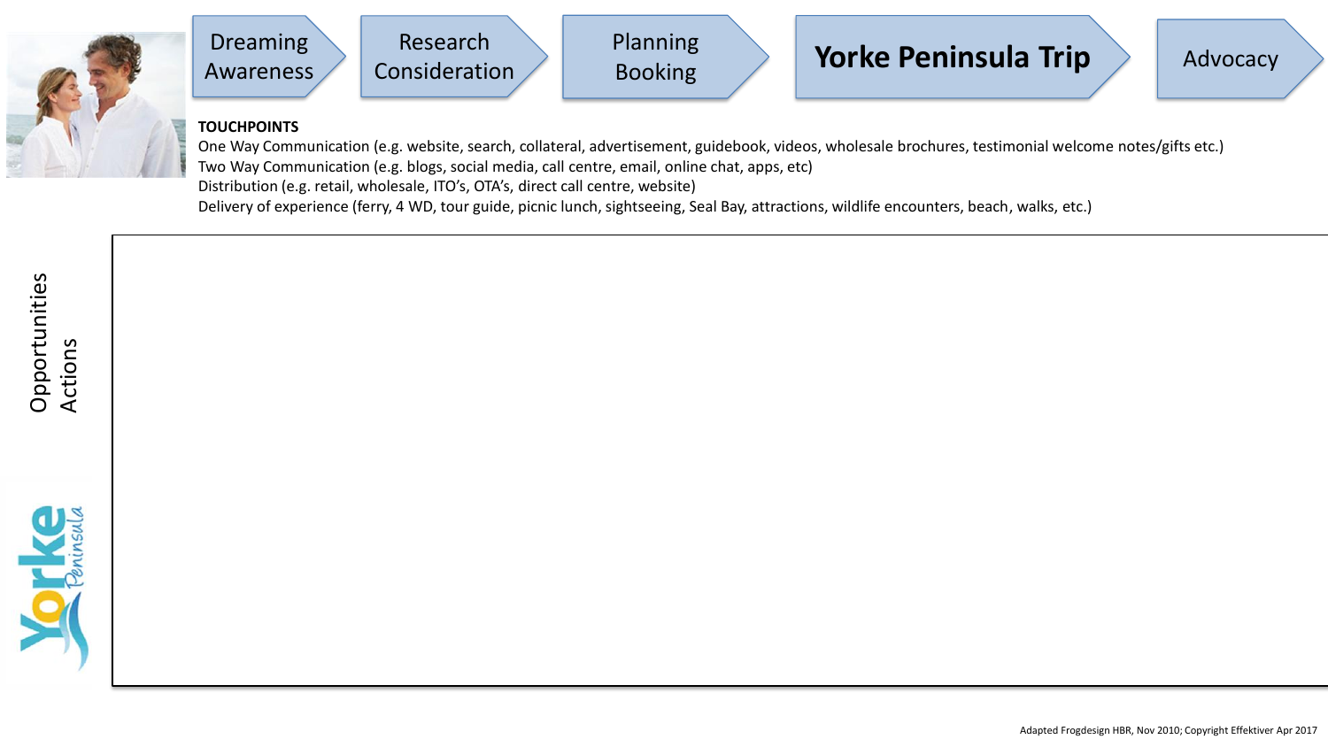Dreaming Awareness → Research Consideration → Planning Booking → **Yorke Peninsula Trip** → Advocacy

**TOUCHPOINTS**

One Way Communication (e.g. website, search, collateral, advertisement, guidebook, videos, wholesale brochures, testimonial welcome notes/gifts etc.)

Two Way Communication (e.g. blogs, social media, call centre, email, online chat, apps, etc)

Distribution (e.g. retail, wholesale, ITO's, OTA's, direct call centre, website)

Delivery of experience (ferry, 4 WD, tour guide, picnic lunch, sightseeing, Seal Bay, attractions, wildlife encounters, beach, walks, etc.)

Opportunities
Actions

Yorke Peninsula

Adapted Frogdesign HBR, Nov 2010; Copyright Effektiver Apr 2017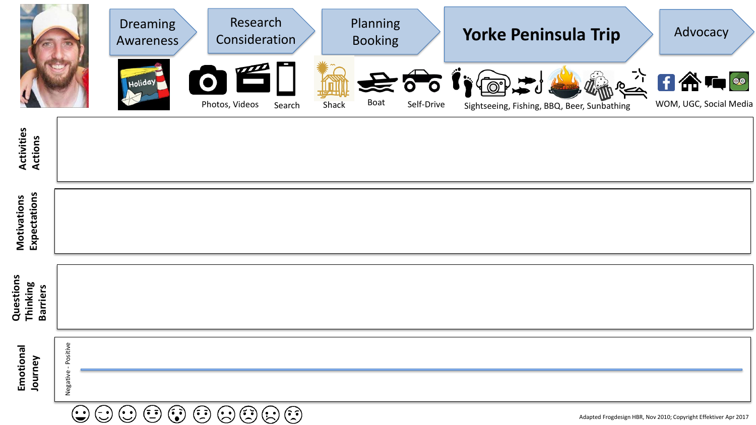| Dreaming Awareness | Research Consideration | Planning Booking | **Yorke Peninsula Trip** | Advocacy |
| --- | --- | --- | --- | --- |
| Holiday | Photos, Videos, Search | Shack, Boat, Self-Drive | Sightseeing, Fishing, BBQ, Beer, Sunbathing | WOM, UGC, Social Media |

**Activities Actions**

**Motivations Expectations**

**Questions Thinking Barriers**

**Emotional Journey**

Negative - Positive

Adapted Frogdesign HBR, Nov 2010; Copyright Effektiver Apr 2017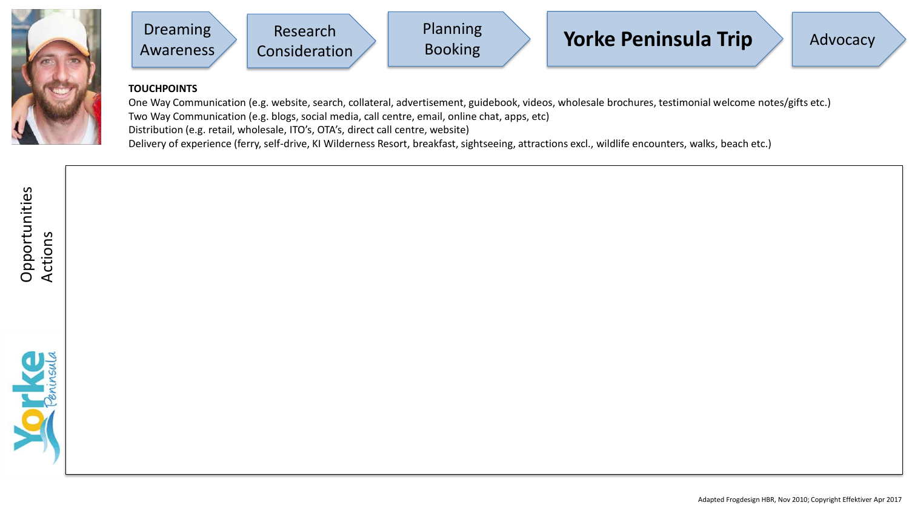Dreaming Awareness → Research Consideration → Planning Booking → **Yorke Peninsula Trip** → Advocacy

**TOUCHPOINTS**

One Way Communication (e.g. website, search, collateral, advertisement, guidebook, videos, wholesale brochures, testimonial welcome notes/gifts etc.)
Two Way Communication (e.g. blogs, social media, call centre, email, online chat, apps, etc)
Distribution (e.g. retail, wholesale, ITO's, OTA's, direct call centre, website)
Delivery of experience (ferry, self-drive, KI Wilderness Resort, breakfast, sightseeing, attractions excl., wildlife encounters, walks, beach etc.)

Opportunities
Actions

Adapted Frogdesign HBR, Nov 2010; Copyright Effektiver Apr 2017